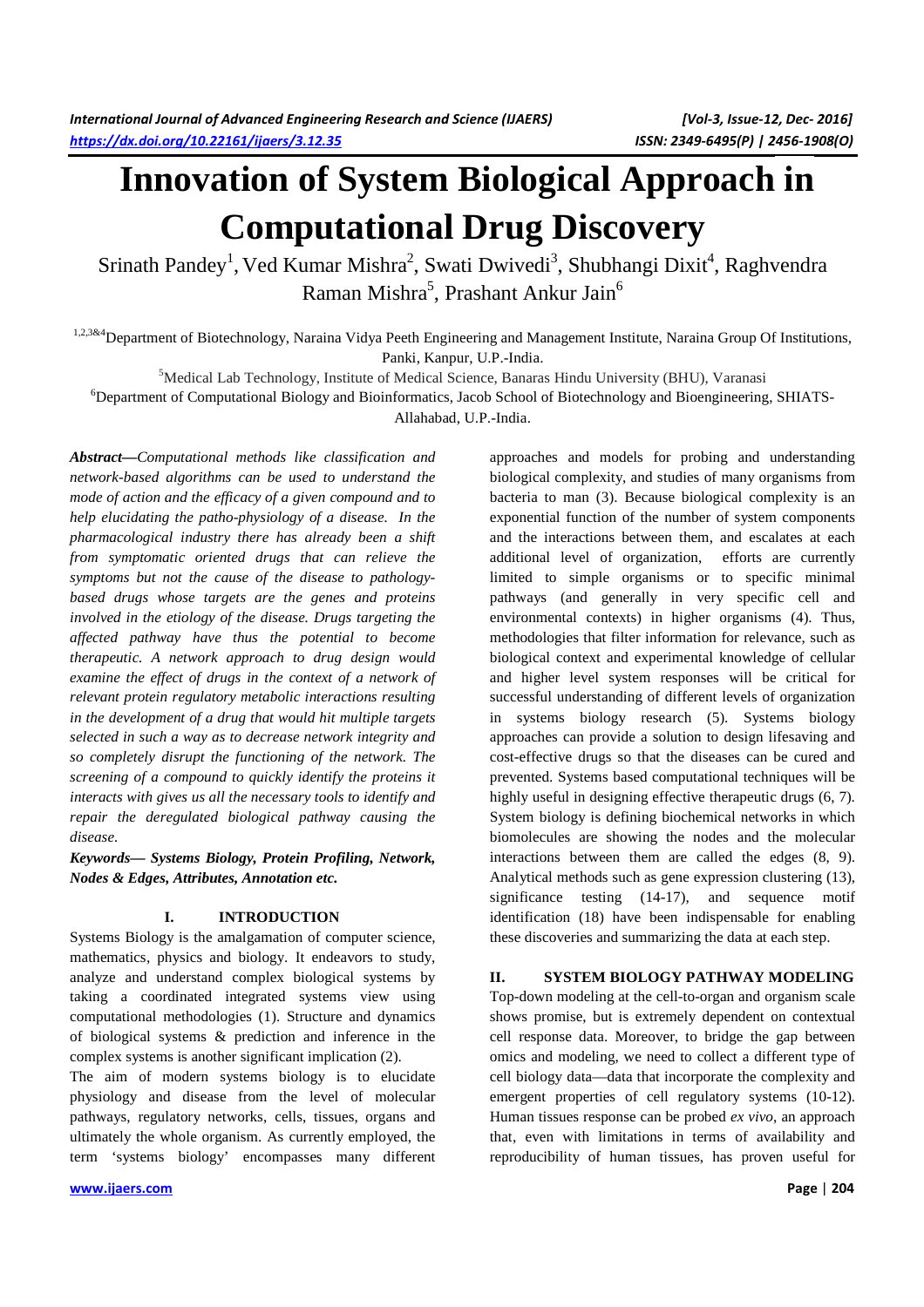# Innovation of System Biological Approach in Computational Drug Discovery

Srinath Pandey[1], Ved Kumar Mishra[2], Swati Dwivedi[3], Shubhangi Dixit[4], Raghvendra Raman Mishra[5], Prashant Ankur Jain[6]

[1,2,3&4]Department of Biotechnology, Naraina Vidya Peeth Engineering and Management Institute, Naraina Group Of Institutions, Panki, Kanpur, U.P.-India.

[5]Medical Lab Technology, Institute of Medical Science, Banaras Hindu University (BHU), Varanasi

[6]Department of Computational Biology and Bioinformatics, Jacob School of Biotechnology and Bioengineering, SHIATS-Allahabad, U.P.-India.

***Abstract*—*Computational methods like classification and network-based algorithms can be used to understand the mode of action and the efficacy of a given compound and to help elucidating the patho-physiology of a disease. In the pharmacological industry there has already been a shift from symptomatic oriented drugs that can relieve the symptoms but not the cause of the disease to pathology-based drugs whose targets are the genes and proteins involved in the etiology of the disease. Drugs targeting the affected pathway have thus the potential to become therapeutic. A network approach to drug design would examine the effect of drugs in the context of a network of relevant protein regulatory metabolic interactions resulting in the development of a drug that would hit multiple targets selected in such a way as to decrease network integrity and so completely disrupt the functioning of the network. The screening of a compound to quickly identify the proteins it interacts with gives us all the necessary tools to identify and repair the deregulated biological pathway causing the disease.*

***Keywords*— *Systems Biology, Protein Profiling, Network, Nodes & Edges, Attributes, Annotation etc.***

## I. INTRODUCTION

Systems Biology is the amalgamation of computer science, mathematics, physics and biology. It endeavors to study, analyze and understand complex biological systems by taking a coordinated integrated systems view using computational methodologies (1). Structure and dynamics of biological systems & prediction and inference in the complex systems is another significant implication (2).

The aim of modern systems biology is to elucidate physiology and disease from the level of molecular pathways, regulatory networks, cells, tissues, organs and ultimately the whole organism. As currently employed, the term 'systems biology' encompasses many different approaches and models for probing and understanding biological complexity, and studies of many organisms from bacteria to man (3). Because biological complexity is an exponential function of the number of system components and the interactions between them, and escalates at each additional level of organization, efforts are currently limited to simple organisms or to specific minimal pathways (and generally in very specific cell and environmental contexts) in higher organisms (4). Thus, methodologies that filter information for relevance, such as biological context and experimental knowledge of cellular and higher level system responses will be critical for successful understanding of different levels of organization in systems biology research (5). Systems biology approaches can provide a solution to design lifesaving and cost-effective drugs so that the diseases can be cured and prevented. Systems based computational techniques will be highly useful in designing effective therapeutic drugs (6, 7). System biology is defining biochemical networks in which biomolecules are showing the nodes and the molecular interactions between them are called the edges (8, 9). Analytical methods such as gene expression clustering (13), significance testing (14-17), and sequence motif identification (18) have been indispensable for enabling these discoveries and summarizing the data at each step.

## II. SYSTEM BIOLOGY PATHWAY MODELING

Top-down modeling at the cell-to-organ and organism scale shows promise, but is extremely dependent on contextual cell response data. Moreover, to bridge the gap between omics and modeling, we need to collect a different type of cell biology data—data that incorporate the complexity and emergent properties of cell regulatory systems (10-12). Human tissues response can be probed *ex vivo*, an approach that, even with limitations in terms of availability and reproducibility of human tissues, has proven useful for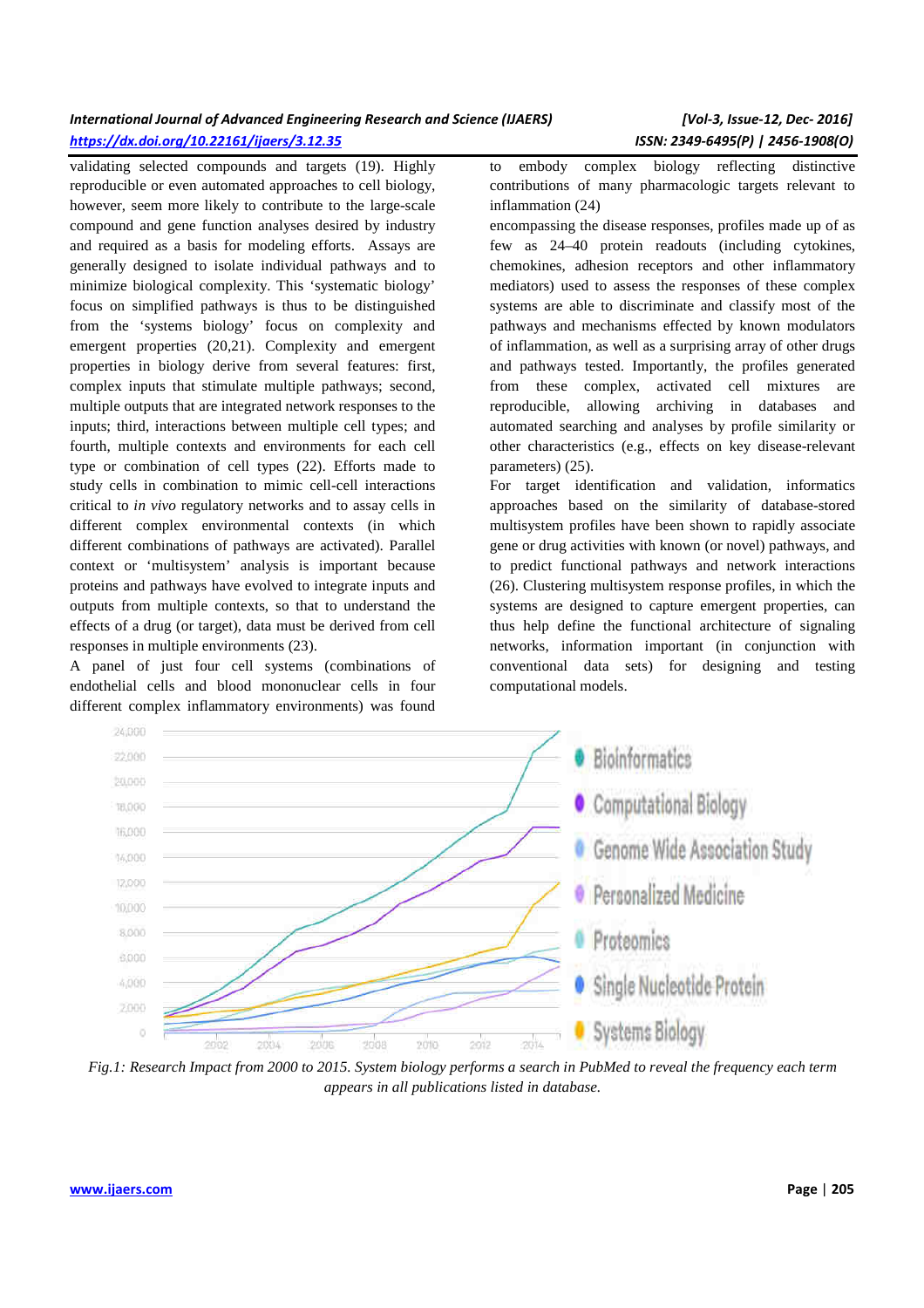validating selected compounds and targets (19). Highly reproducible or even automated approaches to cell biology, however, seem more likely to contribute to the large-scale compound and gene function analyses desired by industry and required as a basis for modeling efforts. Assays are generally designed to isolate individual pathways and to minimize biological complexity. This 'systematic biology' focus on simplified pathways is thus to be distinguished from the 'systems biology' focus on complexity and emergent properties (20,21). Complexity and emergent properties in biology derive from several features: first, complex inputs that stimulate multiple pathways; second, multiple outputs that are integrated network responses to the inputs; third, interactions between multiple cell types; and fourth, multiple contexts and environments for each cell type or combination of cell types (22). Efforts made to study cells in combination to mimic cell-cell interactions critical to *in vivo* regulatory networks and to assay cells in different complex environmental contexts (in which different combinations of pathways are activated). Parallel context or 'multisystem' analysis is important because proteins and pathways have evolved to integrate inputs and outputs from multiple contexts, so that to understand the effects of a drug (or target), data must be derived from cell responses in multiple environments (23).

A panel of just four cell systems (combinations of endothelial cells and blood mononuclear cells in four different complex inflammatory environments) was found to embody complex biology reflecting distinctive contributions of many pharmacologic targets relevant to inflammation (24)

encompassing the disease responses, profiles made up of as few as 24–40 protein readouts (including cytokines, chemokines, adhesion receptors and other inflammatory mediators) used to assess the responses of these complex systems are able to discriminate and classify most of the pathways and mechanisms effected by known modulators of inflammation, as well as a surprising array of other drugs and pathways tested. Importantly, the profiles generated from these complex, activated cell mixtures are reproducible, allowing archiving in databases and automated searching and analyses by profile similarity or other characteristics (e.g., effects on key disease-relevant parameters) (25).

For target identification and validation, informatics approaches based on the similarity of database-stored multisystem profiles have been shown to rapidly associate gene or drug activities with known (or novel) pathways, and to predict functional pathways and network interactions (26). Clustering multisystem response profiles, in which the systems are designed to capture emergent properties, can thus help define the functional architecture of signaling networks, information important (in conjunction with conventional data sets) for designing and testing computational models.

*Fig.1: Research Impact from 2000 to 2015. System biology performs a search in PubMed to reveal the frequency each term appears in all publications listed in database.*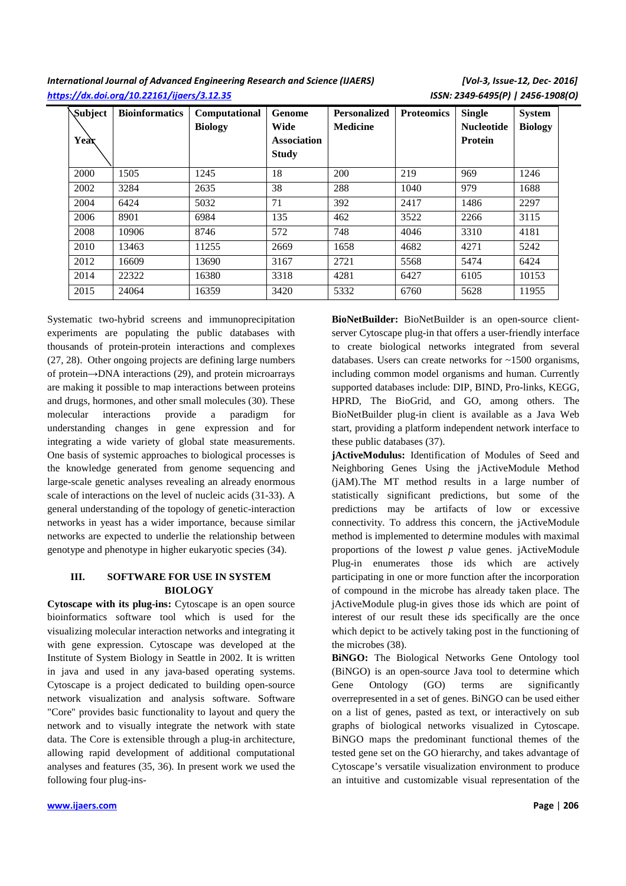| Subject / Year | Bioinformatics | Computational Biology | Genome Wide Association Study | Personalized Medicine | Proteomics | Single Nucleotide Protein | System Biology |
|---|---|---|---|---|---|---|---|
| 2000 | 1505 | 1245 | 18 | 200 | 219 | 969 | 1246 |
| 2002 | 3284 | 2635 | 38 | 288 | 1040 | 979 | 1688 |
| 2004 | 6424 | 5032 | 71 | 392 | 2417 | 1486 | 2297 |
| 2006 | 8901 | 6984 | 135 | 462 | 3522 | 2266 | 3115 |
| 2008 | 10906 | 8746 | 572 | 748 | 4046 | 3310 | 4181 |
| 2010 | 13463 | 11255 | 2669 | 1658 | 4682 | 4271 | 5242 |
| 2012 | 16609 | 13690 | 3167 | 2721 | 5568 | 5474 | 6424 |
| 2014 | 22322 | 16380 | 3318 | 4281 | 6427 | 6105 | 10153 |
| 2015 | 24064 | 16359 | 3420 | 5332 | 6760 | 5628 | 11955 |

Systematic two-hybrid screens and immunoprecipitation experiments are populating the public databases with thousands of protein-protein interactions and complexes (27, 28). Other ongoing projects are defining large numbers of protein→DNA interactions (29), and protein microarrays are making it possible to map interactions between proteins and drugs, hormones, and other small molecules (30). These molecular interactions provide a paradigm for understanding changes in gene expression and for integrating a wide variety of global state measurements. One basis of systemic approaches to biological processes is the knowledge generated from genome sequencing and large-scale genetic analyses revealing an already enormous scale of interactions on the level of nucleic acids (31-33). A general understanding of the topology of genetic-interaction networks in yeast has a wider importance, because similar networks are expected to underlie the relationship between genotype and phenotype in higher eukaryotic species (34).

## III. SOFTWARE FOR USE IN SYSTEM BIOLOGY

**Cytoscape with its plug-ins:** Cytoscape is an open source bioinformatics software tool which is used for the visualizing molecular interaction networks and integrating it with gene expression. Cytoscape was developed at the Institute of System Biology in Seattle in 2002. It is written in java and used in any java-based operating systems. Cytoscape is a project dedicated to building open-source network visualization and analysis software. Software "Core" provides basic functionality to layout and query the network and to visually integrate the network with state data. The Core is extensible through a plug-in architecture, allowing rapid development of additional computational analyses and features (35, 36). In present work we used the following four plug-ins-

**BioNetBuilder:** BioNetBuilder is an open-source client-server Cytoscape plug-in that offers a user-friendly interface to create biological networks integrated from several databases. Users can create networks for ~1500 organisms, including common model organisms and human. Currently supported databases include: DIP, BIND, Pro-links, KEGG, HPRD, The BioGrid, and GO, among others. The BioNetBuilder plug-in client is available as a Java Web start, providing a platform independent network interface to these public databases (37).

**jActiveModulus:** Identification of Modules of Seed and Neighboring Genes Using the jActiveModule Method (jAM).The MT method results in a large number of statistically significant predictions, but some of the predictions may be artifacts of low or excessive connectivity. To address this concern, the jActiveModule method is implemented to determine modules with maximal proportions of the lowest *p* value genes. jActiveModule Plug-in enumerates those ids which are actively participating in one or more function after the incorporation of compound in the microbe has already taken place. The jActiveModule plug-in gives those ids which are point of interest of our result these ids specifically are the once which depict to be actively taking post in the functioning of the microbes (38).

**BiNGO:** The Biological Networks Gene Ontology tool (BiNGO) is an open-source Java tool to determine which Gene Ontology (GO) terms are significantly overrepresented in a set of genes. BiNGO can be used either on a list of genes, pasted as text, or interactively on sub graphs of biological networks visualized in Cytoscape. BiNGO maps the predominant functional themes of the tested gene set on the GO hierarchy, and takes advantage of Cytoscape's versatile visualization environment to produce an intuitive and customizable visual representation of the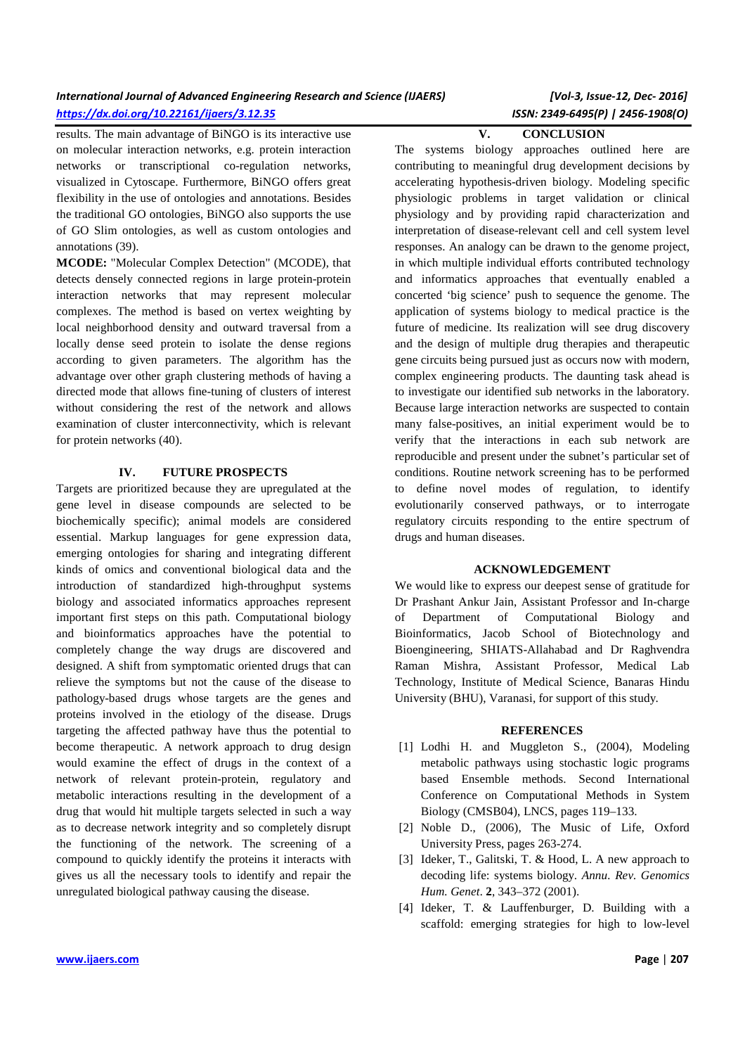results. The main advantage of BiNGO is its interactive use on molecular interaction networks, e.g. protein interaction networks or transcriptional co-regulation networks, visualized in Cytoscape. Furthermore, BiNGO offers great flexibility in the use of ontologies and annotations. Besides the traditional GO ontologies, BiNGO also supports the use of GO Slim ontologies, as well as custom ontologies and annotations (39).

**MCODE:** "Molecular Complex Detection" (MCODE), that detects densely connected regions in large protein-protein interaction networks that may represent molecular complexes. The method is based on vertex weighting by local neighborhood density and outward traversal from a locally dense seed protein to isolate the dense regions according to given parameters. The algorithm has the advantage over other graph clustering methods of having a directed mode that allows fine-tuning of clusters of interest without considering the rest of the network and allows examination of cluster interconnectivity, which is relevant for protein networks (40).

## IV. FUTURE PROSPECTS

Targets are prioritized because they are upregulated at the gene level in disease compounds are selected to be biochemically specific); animal models are considered essential. Markup languages for gene expression data, emerging ontologies for sharing and integrating different kinds of omics and conventional biological data and the introduction of standardized high-throughput systems biology and associated informatics approaches represent important first steps on this path. Computational biology and bioinformatics approaches have the potential to completely change the way drugs are discovered and designed. A shift from symptomatic oriented drugs that can relieve the symptoms but not the cause of the disease to pathology-based drugs whose targets are the genes and proteins involved in the etiology of the disease. Drugs targeting the affected pathway have thus the potential to become therapeutic. A network approach to drug design would examine the effect of drugs in the context of a network of relevant protein-protein, regulatory and metabolic interactions resulting in the development of a drug that would hit multiple targets selected in such a way as to decrease network integrity and so completely disrupt the functioning of the network. The screening of a compound to quickly identify the proteins it interacts with gives us all the necessary tools to identify and repair the unregulated biological pathway causing the disease.

## V. CONCLUSION

The systems biology approaches outlined here are contributing to meaningful drug development decisions by accelerating hypothesis-driven biology. Modeling specific physiologic problems in target validation or clinical physiology and by providing rapid characterization and interpretation of disease-relevant cell and cell system level responses. An analogy can be drawn to the genome project, in which multiple individual efforts contributed technology and informatics approaches that eventually enabled a concerted 'big science' push to sequence the genome. The application of systems biology to medical practice is the future of medicine. Its realization will see drug discovery and the design of multiple drug therapies and therapeutic gene circuits being pursued just as occurs now with modern, complex engineering products. The daunting task ahead is to investigate our identified sub networks in the laboratory. Because large interaction networks are suspected to contain many false-positives, an initial experiment would be to verify that the interactions in each sub network are reproducible and present under the subnet's particular set of conditions. Routine network screening has to be performed to define novel modes of regulation, to identify evolutionarily conserved pathways, or to interrogate regulatory circuits responding to the entire spectrum of drugs and human diseases.

## ACKNOWLEDGEMENT

We would like to express our deepest sense of gratitude for Dr Prashant Ankur Jain, Assistant Professor and In-charge of Department of Computational Biology and Bioinformatics, Jacob School of Biotechnology and Bioengineering, SHIATS-Allahabad and Dr Raghvendra Raman Mishra, Assistant Professor, Medical Lab Technology, Institute of Medical Science, Banaras Hindu University (BHU), Varanasi, for support of this study.

## REFERENCES

[1] Lodhi H. and Muggleton S., (2004), Modeling metabolic pathways using stochastic logic programs based Ensemble methods. Second International Conference on Computational Methods in System Biology (CMSB04), LNCS, pages 119–133.

[2] Noble D., (2006), The Music of Life, Oxford University Press, pages 263-274.

[3] Ideker, T., Galitski, T. & Hood, L. A new approach to decoding life: systems biology. *Annu. Rev. Genomics Hum. Genet*. **2**, 343–372 (2001).

[4] Ideker, T. & Lauffenburger, D. Building with a scaffold: emerging strategies for high to low-level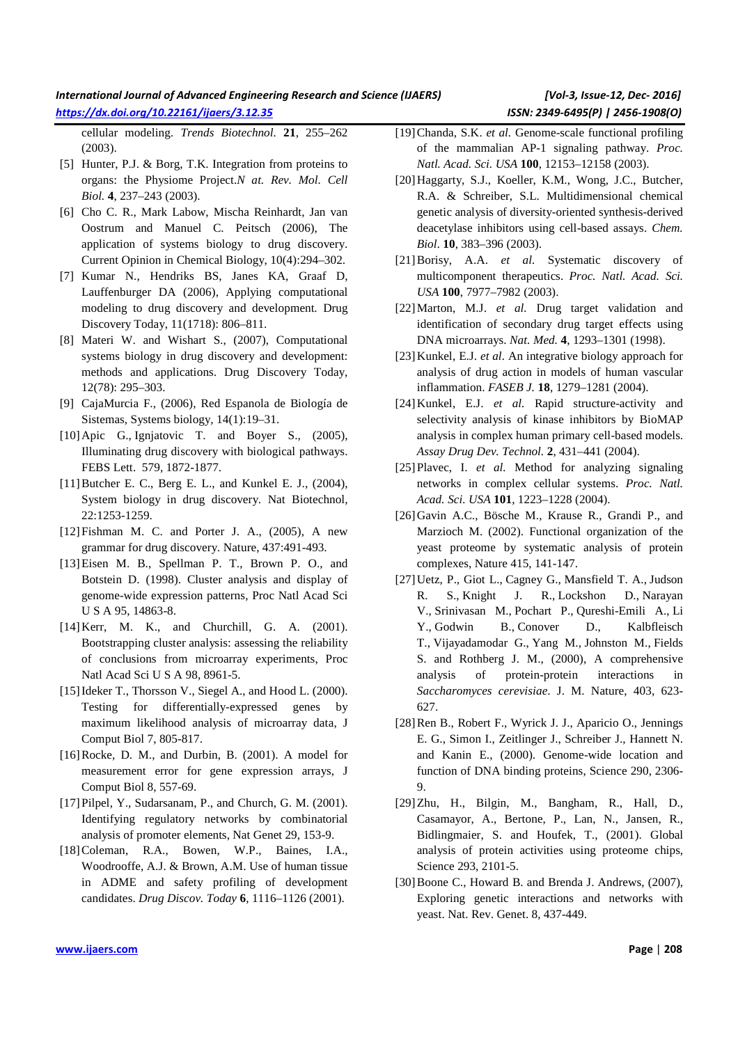cellular modeling. *Trends Biotechnol.* **21**, 255–262 (2003).

[5] Hunter, P.J. & Borg, T.K. Integration from proteins to organs: the Physiome Project.*N at. Rev. Mol. Cell Biol.* **4**, 237–243 (2003).

[6] Cho C. R., Mark Labow, Mischa Reinhardt, Jan van Oostrum and Manuel C. Peitsch (2006), The application of systems biology to drug discovery. Current Opinion in Chemical Biology, 10(4):294–302.

[7] Kumar N., Hendriks BS, Janes KA, Graaf D, Lauffenburger DA (2006), Applying computational modeling to drug discovery and development. Drug Discovery Today, 11(1718): 806–811.

[8] Materi W. and Wishart S., (2007), Computational systems biology in drug discovery and development: methods and applications. Drug Discovery Today, 12(78): 295–303.

[9] CajaMurcia F., (2006), Red Espanola de Biología de Sistemas, Systems biology, 14(1):19–31.

[10] Apic G., Ignjatovic T. and Boyer S., (2005), Illuminating drug discovery with biological pathways. FEBS Lett. 579, 1872-1877.

[11] Butcher E. C., Berg E. L., and Kunkel E. J., (2004), System biology in drug discovery. Nat Biotechnol, 22:1253-1259.

[12] Fishman M. C. and Porter J. A., (2005), A new grammar for drug discovery. Nature, 437:491-493.

[13] Eisen M. B., Spellman P. T., Brown P. O., and Botstein D. (1998). Cluster analysis and display of genome-wide expression patterns, Proc Natl Acad Sci U S A 95, 14863-8.

[14] Kerr, M. K., and Churchill, G. A. (2001). Bootstrapping cluster analysis: assessing the reliability of conclusions from microarray experiments, Proc Natl Acad Sci U S A 98, 8961-5.

[15] Ideker T., Thorsson V., Siegel A., and Hood L. (2000). Testing for differentially-expressed genes by maximum likelihood analysis of microarray data, J Comput Biol 7, 805-817.

[16] Rocke, D. M., and Durbin, B. (2001). A model for measurement error for gene expression arrays, J Comput Biol 8, 557-69.

[17] Pilpel, Y., Sudarsanam, P., and Church, G. M. (2001). Identifying regulatory networks by combinatorial analysis of promoter elements, Nat Genet 29, 153-9.

[18] Coleman, R.A., Bowen, W.P., Baines, I.A., Woodrooffe, A.J. & Brown, A.M. Use of human tissue in ADME and safety profiling of development candidates. *Drug Discov. Today* **6**, 1116–1126 (2001).

[19] Chanda, S.K. *et al.* Genome-scale functional profiling of the mammalian AP-1 signaling pathway. *Proc. Natl. Acad. Sci. USA* **100**, 12153–12158 (2003).

[20] Haggarty, S.J., Koeller, K.M., Wong, J.C., Butcher, R.A. & Schreiber, S.L. Multidimensional chemical genetic analysis of diversity-oriented synthesis-derived deacetylase inhibitors using cell-based assays. *Chem. Biol*. **10**, 383–396 (2003).

[21] Borisy, A.A. *et al.* Systematic discovery of multicomponent therapeutics. *Proc. Natl. Acad. Sci. USA* **100**, 7977–7982 (2003).

[22] Marton, M.J. *et al.* Drug target validation and identification of secondary drug target effects using DNA microarrays. *Nat. Med.* **4**, 1293–1301 (1998).

[23] Kunkel, E.J. *et al*. An integrative biology approach for analysis of drug action in models of human vascular inflammation. *FASEB J.* **18**, 1279–1281 (2004).

[24] Kunkel, E.J. *et al.* Rapid structure-activity and selectivity analysis of kinase inhibitors by BioMAP analysis in complex human primary cell-based models. *Assay Drug Dev. Technol.* **2**, 431–441 (2004).

[25] Plavec, I. *et al.* Method for analyzing signaling networks in complex cellular systems. *Proc. Natl. Acad. Sci. USA* **101**, 1223–1228 (2004).

[26] Gavin A.C., Bösche M., Krause R., Grandi P., and Marzioch M. (2002). Functional organization of the yeast proteome by systematic analysis of protein complexes, Nature 415, 141-147.

[27] Uetz, P., Giot L., Cagney G., Mansfield T. A., Judson R. S., Knight J. R., Lockshon D., Narayan V., Srinivasan M., Pochart P., Qureshi-Emili A., Li Y., Godwin B., Conover D., Kalbfleisch T., Vijayadamodar G., Yang M., Johnston M., Fields S. and Rothberg J. M., (2000), A comprehensive analysis of protein-protein interactions in *Saccharomyces cerevisiae*. J. M. Nature, 403, 623-627.

[28] Ren B., Robert F., Wyrick J. J., Aparicio O., Jennings E. G., Simon I., Zeitlinger J., Schreiber J., Hannett N. and Kanin E., (2000). Genome-wide location and function of DNA binding proteins, Science 290, 2306-9.

[29] Zhu, H., Bilgin, M., Bangham, R., Hall, D., Casamayor, A., Bertone, P., Lan, N., Jansen, R., Bidlingmaier, S. and Houfek, T., (2001). Global analysis of protein activities using proteome chips, Science 293, 2101-5.

[30] Boone C., Howard B. and Brenda J. Andrews, (2007), Exploring genetic interactions and networks with yeast. Nat. Rev. Genet. 8, 437-449.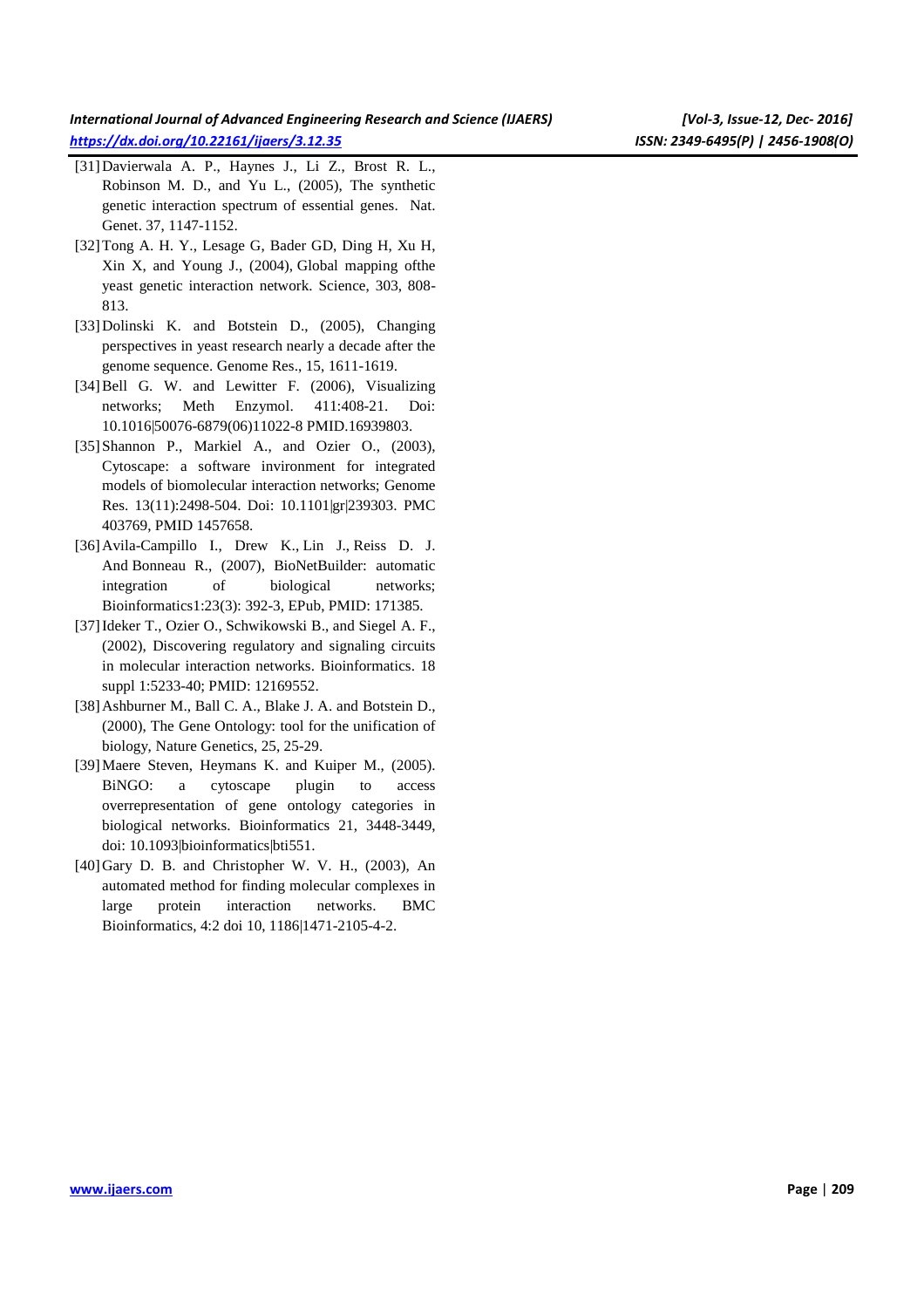[31] Davierwala A. P., Haynes J., Li Z., Brost R. L., Robinson M. D., and Yu L., (2005), The synthetic genetic interaction spectrum of essential genes. Nat. Genet. 37, 1147-1152.

[32] Tong A. H. Y., Lesage G, Bader GD, Ding H, Xu H, Xin X, and Young J., (2004), Global mapping ofthe yeast genetic interaction network. Science, 303, 808-813.

[33] Dolinski K. and Botstein D., (2005), Changing perspectives in yeast research nearly a decade after the genome sequence. Genome Res., 15, 1611-1619.

[34] Bell G. W. and Lewitter F. (2006), Visualizing networks; Meth Enzymol. 411:408-21. Doi: 10.1016|50076-6879(06)11022-8 PMID.16939803.

[35] Shannon P., Markiel A., and Ozier O., (2003), Cytoscape: a software invironment for integrated models of biomolecular interaction networks; Genome Res. 13(11):2498-504. Doi: 10.1101|gr|239303. PMC 403769, PMID 1457658.

[36] Avila-Campillo I., Drew K., Lin J., Reiss D. J. And Bonneau R., (2007), BioNetBuilder: automatic integration of biological networks; Bioinformatics1:23(3): 392-3, EPub, PMID: 171385.

[37] Ideker T., Ozier O., Schwikowski B., and Siegel A. F., (2002), Discovering regulatory and signaling circuits in molecular interaction networks. Bioinformatics. 18 suppl 1:5233-40; PMID: 12169552.

[38] Ashburner M., Ball C. A., Blake J. A. and Botstein D., (2000), The Gene Ontology: tool for the unification of biology, Nature Genetics, 25, 25-29.

[39] Maere Steven, Heymans K. and Kuiper M., (2005). BiNGO: a cytoscape plugin to access overrepresentation of gene ontology categories in biological networks. Bioinformatics 21, 3448-3449, doi: 10.1093|bioinformatics|bti551.

[40] Gary D. B. and Christopher W. V. H., (2003), An automated method for finding molecular complexes in large protein interaction networks. BMC Bioinformatics, 4:2 doi 10, 1186|1471-2105-4-2.